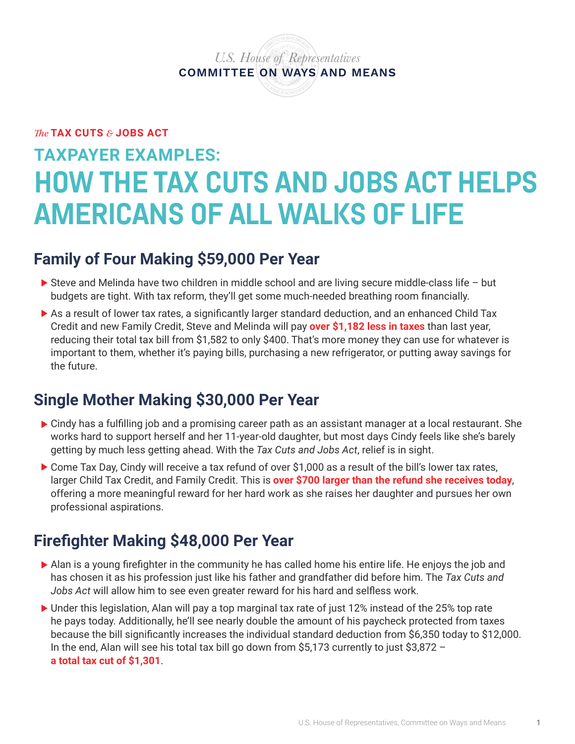U.S. House of Representatives
**COMMITTEE ON WAYS AND MEANS**

*The* **TAX CUTS** *&* **JOBS ACT**

## TAXPAYER EXAMPLES:

# HOW THE TAX CUTS AND JOBS ACT HELPS AMERICANS OF ALL WALKS OF LIFE

## Family of Four Making $59,000 Per Year

- Steve and Melinda have two children in middle school and are living secure middle-class life – but budgets are tight. With tax reform, they'll get some much-needed breathing room financially.
- As a result of lower tax rates, a significantly larger standard deduction, and an enhanced Child Tax Credit and new Family Credit, Steve and Melinda will pay **over $1,182 less in taxes** than last year, reducing their total tax bill from $1,582 to only $400. That's more money they can use for whatever is important to them, whether it's paying bills, purchasing a new refrigerator, or putting away savings for the future.

## Single Mother Making $30,000 Per Year

- Cindy has a fulfilling job and a promising career path as an assistant manager at a local restaurant. She works hard to support herself and her 11-year-old daughter, but most days Cindy feels like she's barely getting by much less getting ahead. With the *Tax Cuts and Jobs Act*, relief is in sight.
- Come Tax Day, Cindy will receive a tax refund of over $1,000 as a result of the bill's lower tax rates, larger Child Tax Credit, and Family Credit. This is **over $700 larger than the refund she receives today**, offering a more meaningful reward for her hard work as she raises her daughter and pursues her own professional aspirations.

## Firefighter Making $48,000 Per Year

- Alan is a young firefighter in the community he has called home his entire life. He enjoys the job and has chosen it as his profession just like his father and grandfather did before him. The *Tax Cuts and Jobs Act* will allow him to see even greater reward for his hard and selfless work.
- Under this legislation, Alan will pay a top marginal tax rate of just 12% instead of the 25% top rate he pays today. Additionally, he'll see nearly double the amount of his paycheck protected from taxes because the bill significantly increases the individual standard deduction from $6,350 today to $12,000. In the end, Alan will see his total tax bill go down from $5,173 currently to just $3,872 – **a total tax cut of $1,301**.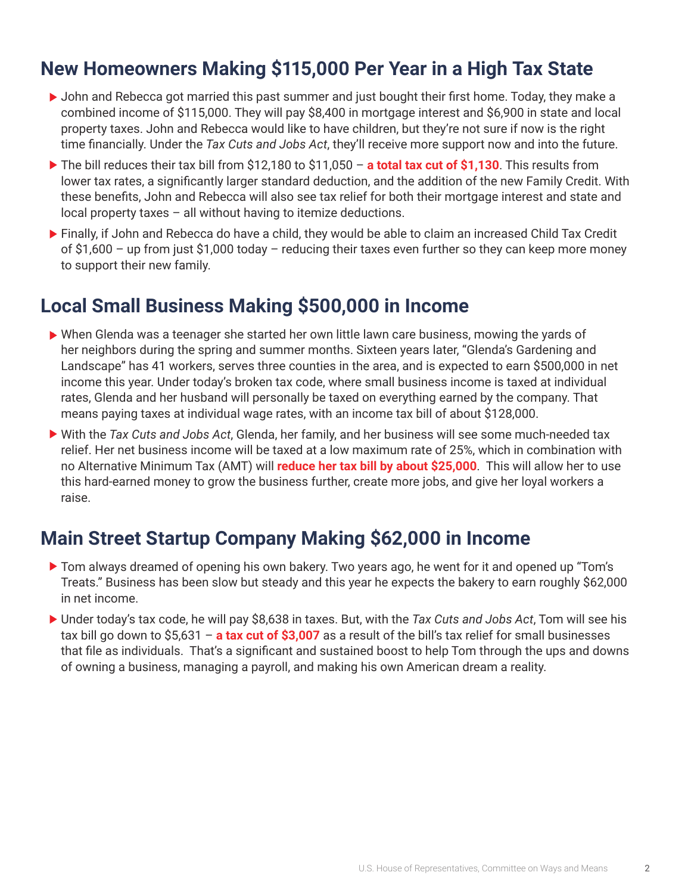## New Homeowners Making $115,000 Per Year in a High Tax State

- John and Rebecca got married this past summer and just bought their first home. Today, they make a combined income of $115,000. They will pay $8,400 in mortgage interest and $6,900 in state and local property taxes. John and Rebecca would like to have children, but they're not sure if now is the right time financially. Under the *Tax Cuts and Jobs Act*, they'll receive more support now and into the future.
- The bill reduces their tax bill from $12,180 to $11,050 – **a total tax cut of $1,130**. This results from lower tax rates, a significantly larger standard deduction, and the addition of the new Family Credit. With these benefits, John and Rebecca will also see tax relief for both their mortgage interest and state and local property taxes – all without having to itemize deductions.
- Finally, if John and Rebecca do have a child, they would be able to claim an increased Child Tax Credit of $1,600 – up from just $1,000 today – reducing their taxes even further so they can keep more money to support their new family.

## Local Small Business Making $500,000 in Income

- When Glenda was a teenager she started her own little lawn care business, mowing the yards of her neighbors during the spring and summer months. Sixteen years later, "Glenda's Gardening and Landscape" has 41 workers, serves three counties in the area, and is expected to earn $500,000 in net income this year. Under today's broken tax code, where small business income is taxed at individual rates, Glenda and her husband will personally be taxed on everything earned by the company. That means paying taxes at individual wage rates, with an income tax bill of about $128,000.
- With the *Tax Cuts and Jobs Act*, Glenda, her family, and her business will see some much-needed tax relief. Her net business income will be taxed at a low maximum rate of 25%, which in combination with no Alternative Minimum Tax (AMT) will **reduce her tax bill by about $25,000**. This will allow her to use this hard-earned money to grow the business further, create more jobs, and give her loyal workers a raise.

## Main Street Startup Company Making $62,000 in Income

- Tom always dreamed of opening his own bakery. Two years ago, he went for it and opened up "Tom's Treats." Business has been slow but steady and this year he expects the bakery to earn roughly $62,000 in net income.
- Under today's tax code, he will pay $8,638 in taxes. But, with the *Tax Cuts and Jobs Act*, Tom will see his tax bill go down to $5,631 – **a tax cut of $3,007** as a result of the bill's tax relief for small businesses that file as individuals. That's a significant and sustained boost to help Tom through the ups and downs of owning a business, managing a payroll, and making his own American dream a reality.